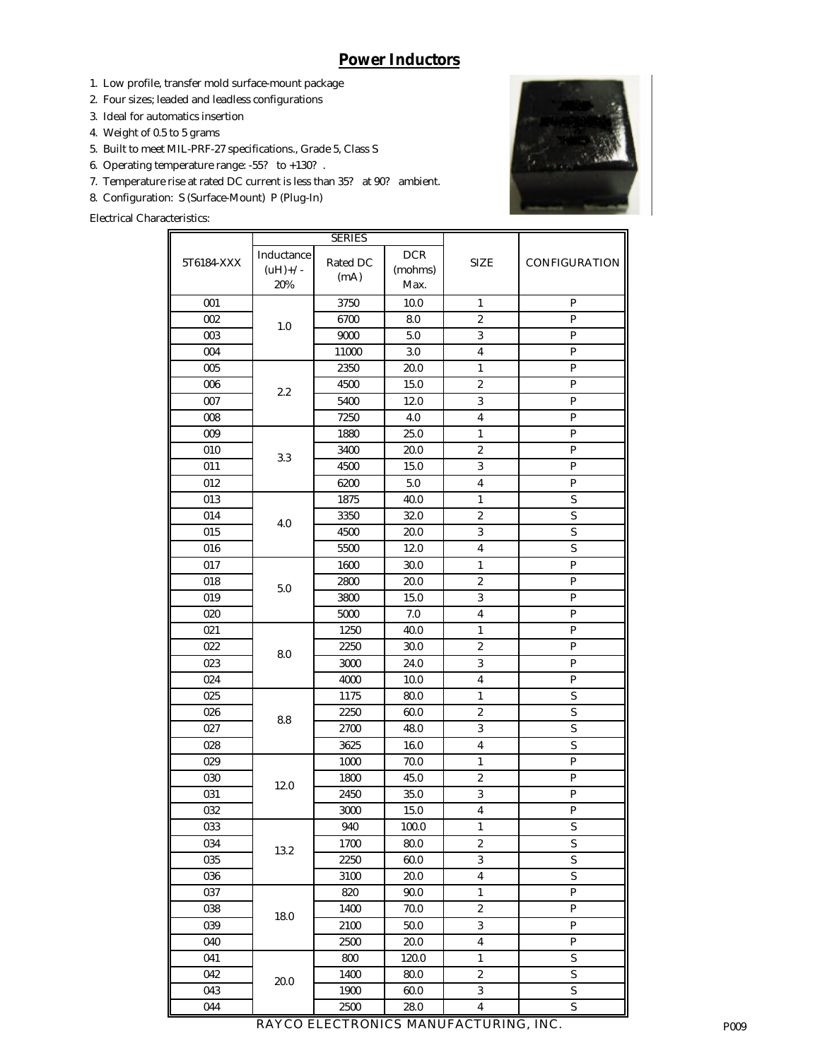# Power Inductors

1. Low profile, transfer mold surface-mount package
2. Four sizes; leaded and leadless configurations
3. Ideal for automatics insertion
4. Weight of 0.5 to 5 grams
5. Built to meet MIL-PRF-27 specifications., Grade 5, Class S
6. Operating temperature range: -55? to +130? .
7. Temperature rise at rated DC current is less than 35? at 90? ambient.
8. Configuration: S (Surface-Mount) P (Plug-In)

Electrical Characteristics:

| 5T6184-XXX | SERIES | | | SIZE | CONFIGURATION |
|---|---|---|---|---|---|
| | Inductance (uH)+/- 20% | Rated DC (mA) | DCR (mohms) Max. | | |
| 001 | 1.0 | 3750 | 10.0 | 1 | P |
| 002 | | 6700 | 8.0 | 2 | P |
| 003 | | 9000 | 5.0 | 3 | P |
| 004 | | 11000 | 3.0 | 4 | P |
| 005 | 2.2 | 2350 | 20.0 | 1 | P |
| 006 | | 4500 | 15.0 | 2 | P |
| 007 | | 5400 | 12.0 | 3 | P |
| 008 | | 7250 | 4.0 | 4 | P |
| 009 | 3.3 | 1880 | 25.0 | 1 | P |
| 010 | | 3400 | 20.0 | 2 | P |
| 011 | | 4500 | 15.0 | 3 | P |
| 012 | | 6200 | 5.0 | 4 | P |
| 013 | 4.0 | 1875 | 40.0 | 1 | S |
| 014 | | 3350 | 32.0 | 2 | S |
| 015 | | 4500 | 20.0 | 3 | S |
| 016 | | 5500 | 12.0 | 4 | S |
| 017 | 5.0 | 1600 | 30.0 | 1 | P |
| 018 | | 2800 | 20.0 | 2 | P |
| 019 | | 3800 | 15.0 | 3 | P |
| 020 | | 5000 | 7.0 | 4 | P |
| 021 | 8.0 | 1250 | 40.0 | 1 | P |
| 022 | | 2250 | 30.0 | 2 | P |
| 023 | | 3000 | 24.0 | 3 | P |
| 024 | | 4000 | 10.0 | 4 | P |
| 025 | 8.8 | 1175 | 80.0 | 1 | S |
| 026 | | 2250 | 60.0 | 2 | S |
| 027 | | 2700 | 48.0 | 3 | S |
| 028 | | 3625 | 16.0 | 4 | S |
| 029 | 12.0 | 1000 | 70.0 | 1 | P |
| 030 | | 1800 | 45.0 | 2 | P |
| 031 | | 2450 | 35.0 | 3 | P |
| 032 | | 3000 | 15.0 | 4 | P |
| 033 | 13.2 | 940 | 100.0 | 1 | S |
| 034 | | 1700 | 80.0 | 2 | S |
| 035 | | 2250 | 60.0 | 3 | S |
| 036 | | 3100 | 20.0 | 4 | S |
| 037 | 18.0 | 820 | 90.0 | 1 | P |
| 038 | | 1400 | 70.0 | 2 | P |
| 039 | | 2100 | 50.0 | 3 | P |
| 040 | | 2500 | 20.0 | 4 | P |
| 041 | 20.0 | 800 | 120.0 | 1 | S |
| 042 | | 1400 | 80.0 | 2 | S |
| 043 | | 1900 | 60.0 | 3 | S |
| 044 | | 2500 | 28.0 | 4 | S |

RAYCO ELECTRONICS MANUFACTURING, INC.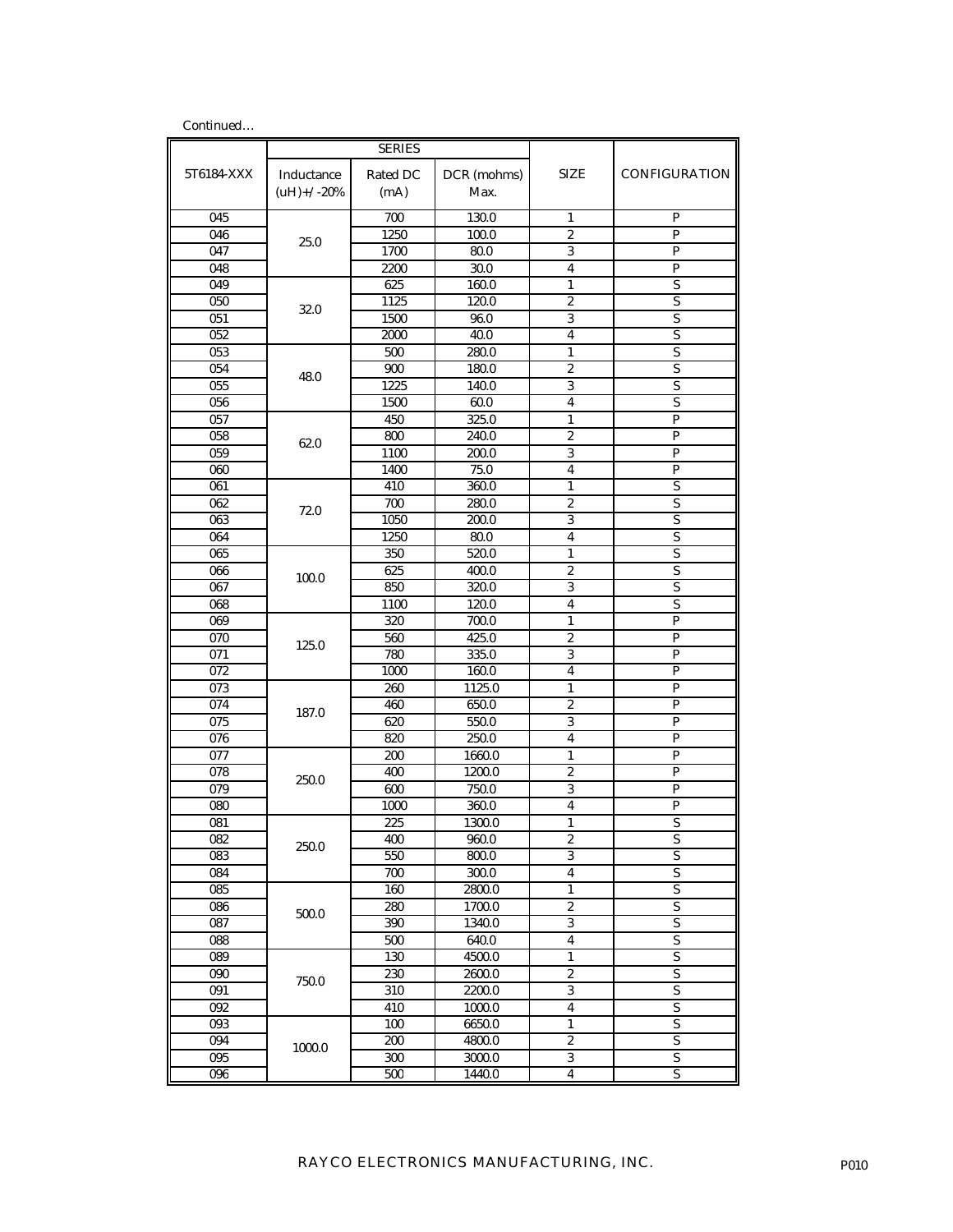Continued…

| 5T6184-XXX | SERIES | | | SIZE | CONFIGURATION |
|---|---|---|---|---|---|
| | Inductance (uH)+/-20% | Rated DC (mA) | DCR (mohms) Max. | | |
| 045 | 25.0 | 700 | 130.0 | 1 | P |
| 046 | | 1250 | 100.0 | 2 | P |
| 047 | | 1700 | 80.0 | 3 | P |
| 048 | | 2200 | 30.0 | 4 | P |
| 049 | 32.0 | 625 | 160.0 | 1 | S |
| 050 | | 1125 | 120.0 | 2 | S |
| 051 | | 1500 | 96.0 | 3 | S |
| 052 | | 2000 | 40.0 | 4 | S |
| 053 | 48.0 | 500 | 280.0 | 1 | S |
| 054 | | 900 | 180.0 | 2 | S |
| 055 | | 1225 | 140.0 | 3 | S |
| 056 | | 1500 | 60.0 | 4 | S |
| 057 | 62.0 | 450 | 325.0 | 1 | P |
| 058 | | 800 | 240.0 | 2 | P |
| 059 | | 1100 | 200.0 | 3 | P |
| 060 | | 1400 | 75.0 | 4 | P |
| 061 | 72.0 | 410 | 360.0 | 1 | S |
| 062 | | 700 | 280.0 | 2 | S |
| 063 | | 1050 | 200.0 | 3 | S |
| 064 | | 1250 | 80.0 | 4 | S |
| 065 | 100.0 | 350 | 520.0 | 1 | S |
| 066 | | 625 | 400.0 | 2 | S |
| 067 | | 850 | 320.0 | 3 | S |
| 068 | | 1100 | 120.0 | 4 | S |
| 069 | 125.0 | 320 | 700.0 | 1 | P |
| 070 | | 560 | 425.0 | 2 | P |
| 071 | | 780 | 335.0 | 3 | P |
| 072 | | 1000 | 160.0 | 4 | P |
| 073 | 187.0 | 260 | 1125.0 | 1 | P |
| 074 | | 460 | 650.0 | 2 | P |
| 075 | | 620 | 550.0 | 3 | P |
| 076 | | 820 | 250.0 | 4 | P |
| 077 | 250.0 | 200 | 1660.0 | 1 | P |
| 078 | | 400 | 1200.0 | 2 | P |
| 079 | | 600 | 750.0 | 3 | P |
| 080 | | 1000 | 360.0 | 4 | P |
| 081 | 250.0 | 225 | 1300.0 | 1 | S |
| 082 | | 400 | 960.0 | 2 | S |
| 083 | | 550 | 800.0 | 3 | S |
| 084 | | 700 | 300.0 | 4 | S |
| 085 | 500.0 | 160 | 2800.0 | 1 | S |
| 086 | | 280 | 1700.0 | 2 | S |
| 087 | | 390 | 1340.0 | 3 | S |
| 088 | | 500 | 640.0 | 4 | S |
| 089 | 750.0 | 130 | 4500.0 | 1 | S |
| 090 | | 230 | 2600.0 | 2 | S |
| 091 | | 310 | 2200.0 | 3 | S |
| 092 | | 410 | 1000.0 | 4 | S |
| 093 | 1000.0 | 100 | 6650.0 | 1 | S |
| 094 | | 200 | 4800.0 | 2 | S |
| 095 | | 300 | 3000.0 | 3 | S |
| 096 | | 500 | 1440.0 | 4 | S |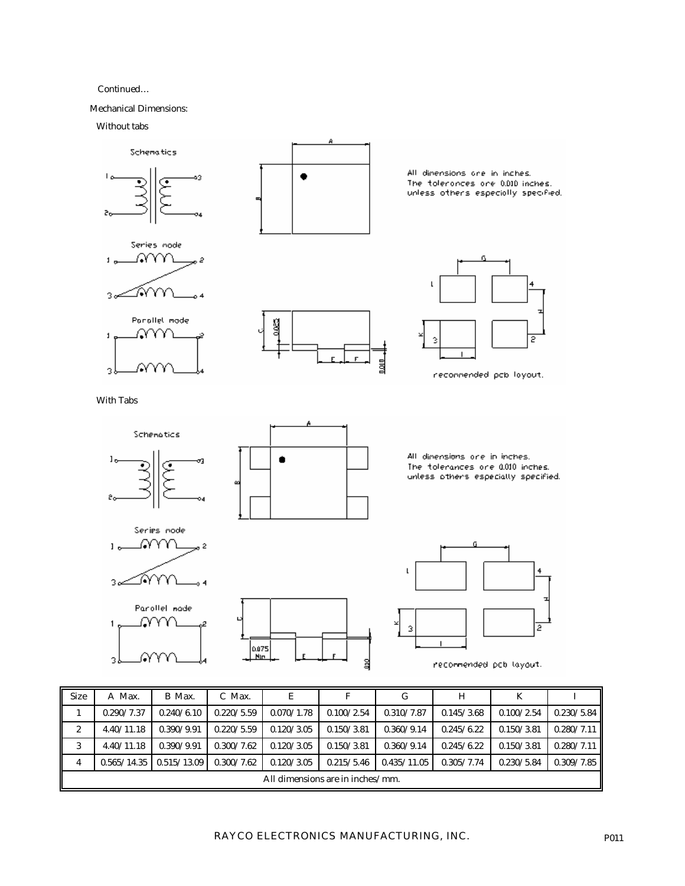Continued…

Mechanical Dimensions:

Without tabs

Schematics

Series mode

Parallel mode

All dimensions are in inches.
The tolerances are 0.010 inches.
unless others especially specified.

recommended pcb layout.

With Tabs

Schematics

Series mode

Parallel mode

All dimensions are in inches.
The tolerances are 0.010 inches.
unless others especially specified.

recommended pcb layout.

| Size | A Max. | B Max. | C Max. | E | F | G | H | K | I |
|---|---|---|---|---|---|---|---|---|---|
| 1 | 0.290/7.37 | 0.240/6.10 | 0.220/5.59 | 0.070/1.78 | 0.100/2.54 | 0.310/7.87 | 0.145/3.68 | 0.100/2.54 | 0.230/5.84 |
| 2 | 4.40/11.18 | 0.390/9.91 | 0.220/5.59 | 0.120/3.05 | 0.150/3.81 | 0.360/9.14 | 0.245/6.22 | 0.150/3.81 | 0.280/7.11 |
| 3 | 4.40/11.18 | 0.390/9.91 | 0.300/7.62 | 0.120/3.05 | 0.150/3.81 | 0.360/9.14 | 0.245/6.22 | 0.150/3.81 | 0.280/7.11 |
| 4 | 0.565/14.35 | 0.515/13.09 | 0.300/7.62 | 0.120/3.05 | 0.215/5.46 | 0.435/11.05 | 0.305/7.74 | 0.230/5.84 | 0.309/7.85 |
| All dimensions are in inches/mm. | | | | | | | | | |

RAYCO ELECTRONICS MANUFACTURING, INC.